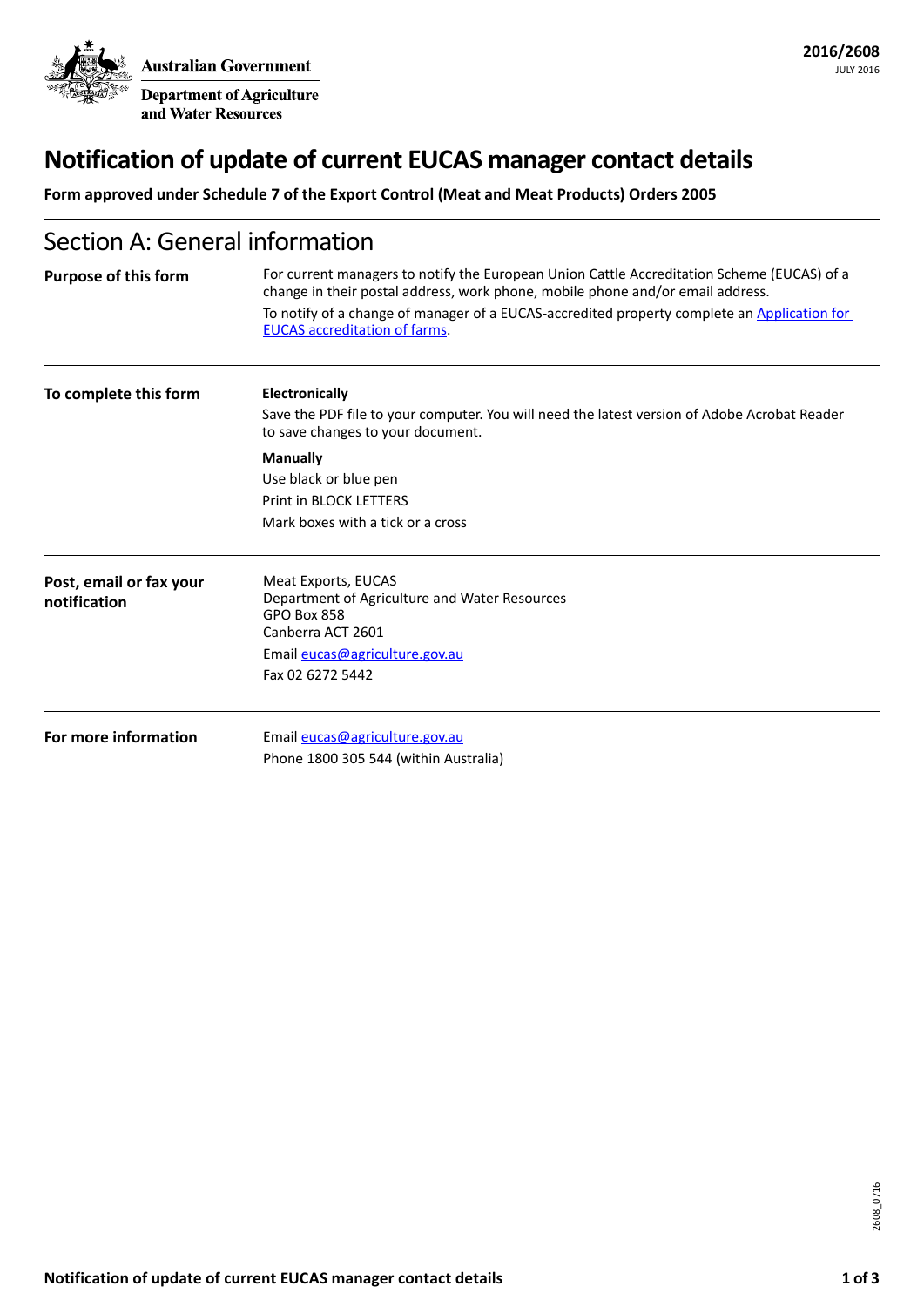Australian Government

Department of Agriculture and Water Resources

**2016/2608**
JULY 2016

# Notification of update of current EUCAS manager contact details

**Form approved under Schedule 7 of the Export Control (Meat and Meat Products) Orders 2005**

## Section A: General information

**Purpose of this form**

For current managers to notify the European Union Cattle Accreditation Scheme (EUCAS) of a change in their postal address, work phone, mobile phone and/or email address.

To notify of a change of manager of a EUCAS-accredited property complete an Application for EUCAS accreditation of farms.

**To complete this form**

**Electronically**

Save the PDF file to your computer. You will need the latest version of Adobe Acrobat Reader to save changes to your document.

**Manually**

Use black or blue pen

Print in BLOCK LETTERS

Mark boxes with a tick or a cross

**Post, email or fax your notification**

Meat Exports, EUCAS
Department of Agriculture and Water Resources
GPO Box 858
Canberra ACT 2601

Email eucas@agriculture.gov.au

Fax 02 6272 5442

**For more information**

Email eucas@agriculture.gov.au

Phone 1800 305 544 (within Australia)

2608_0716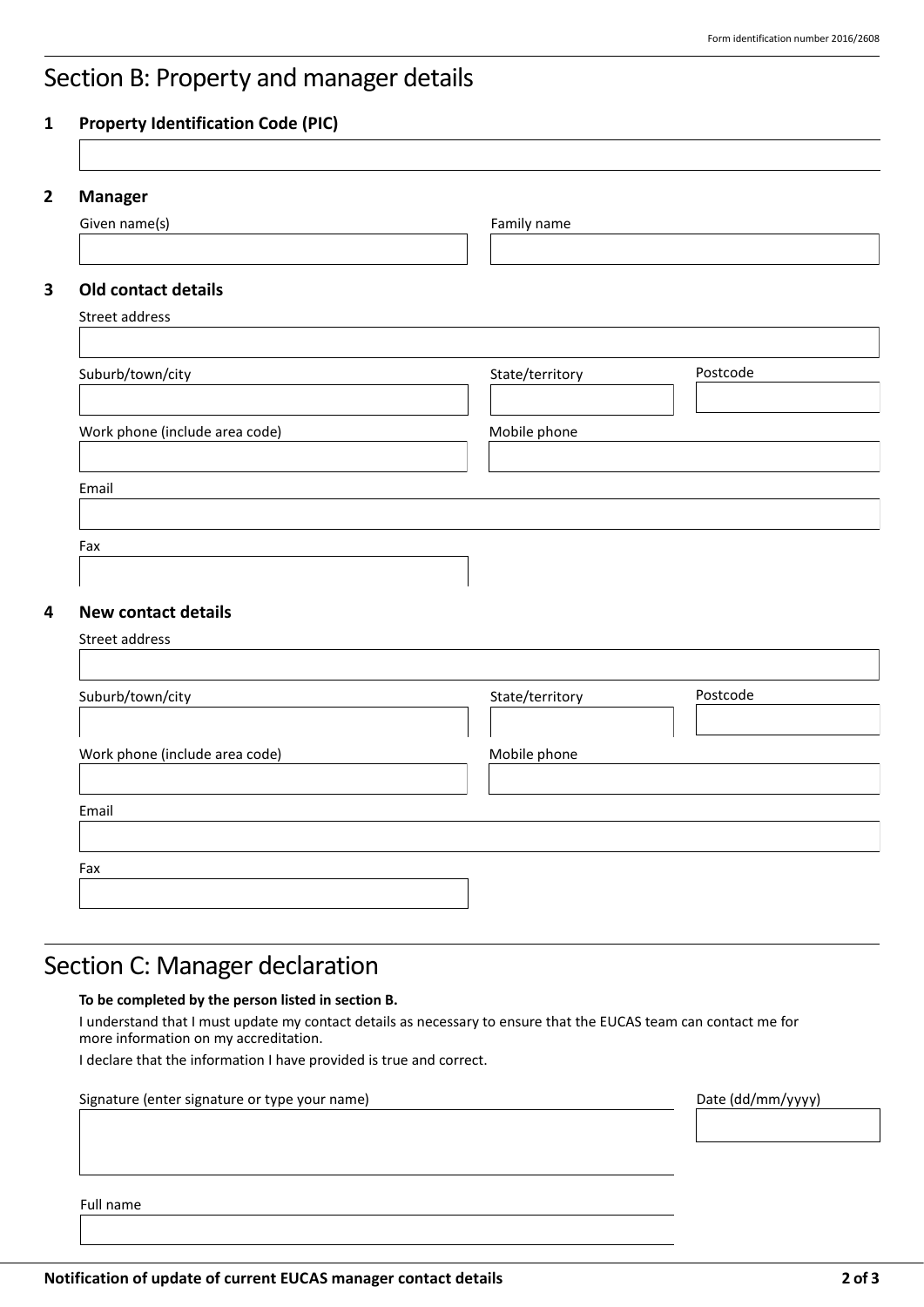Form identification number 2016/2608

## Section B: Property and manager details

**1 Property Identification Code (PIC)**

**2 Manager**

Given name(s)

Family name

**3 Old contact details**

Street address

Suburb/town/city

State/territory

Postcode

Work phone (include area code)

Mobile phone

Email

Fax

**4 New contact details**

Street address

Suburb/town/city

State/territory

Postcode

Work phone (include area code)

Mobile phone

Email

Fax

## Section C: Manager declaration

**To be completed by the person listed in section B.**

I understand that I must update my contact details as necessary to ensure that the EUCAS team can contact me for more information on my accreditation.

I declare that the information I have provided is true and correct.

Signature (enter signature or type your name)

Date (dd/mm/yyyy)

Full name

**Notification of update of current EUCAS manager contact details**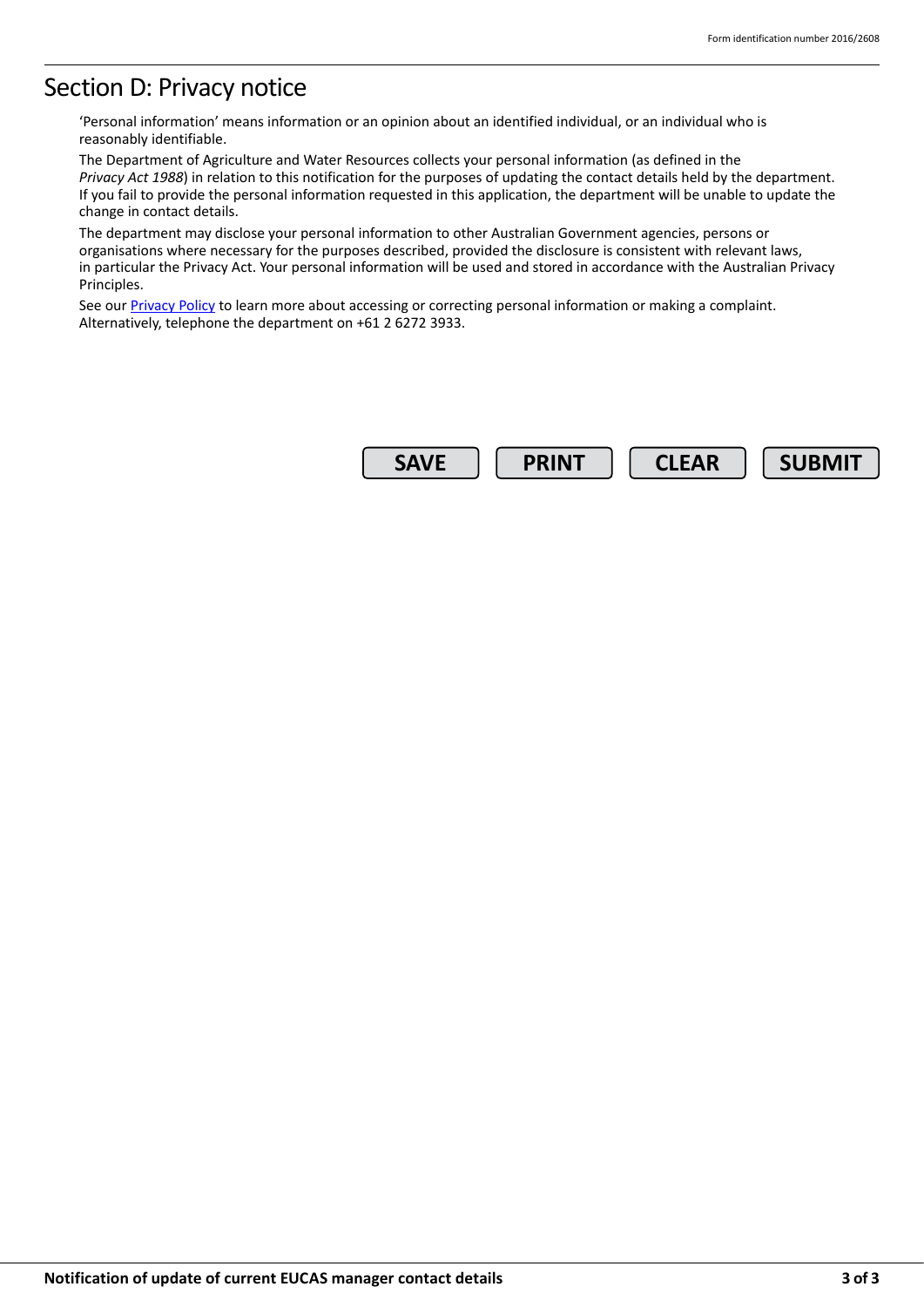## Section D: Privacy notice

‘Personal information’ means information or an opinion about an identified individual, or an individual who is reasonably identifiable.

The Department of Agriculture and Water Resources collects your personal information (as defined in the *Privacy Act 1988*) in relation to this notification for the purposes of updating the contact details held by the department. If you fail to provide the personal information requested in this application, the department will be unable to update the change in contact details.

The department may disclose your personal information to other Australian Government agencies, persons or organisations where necessary for the purposes described, provided the disclosure is consistent with relevant laws, in particular the Privacy Act. Your personal information will be used and stored in accordance with the Australian Privacy Principles.

See our Privacy Policy to learn more about accessing or correcting personal information or making a complaint. Alternatively, telephone the department on +61 2 6272 3933.

SAVE PRINT CLEAR SUBMIT